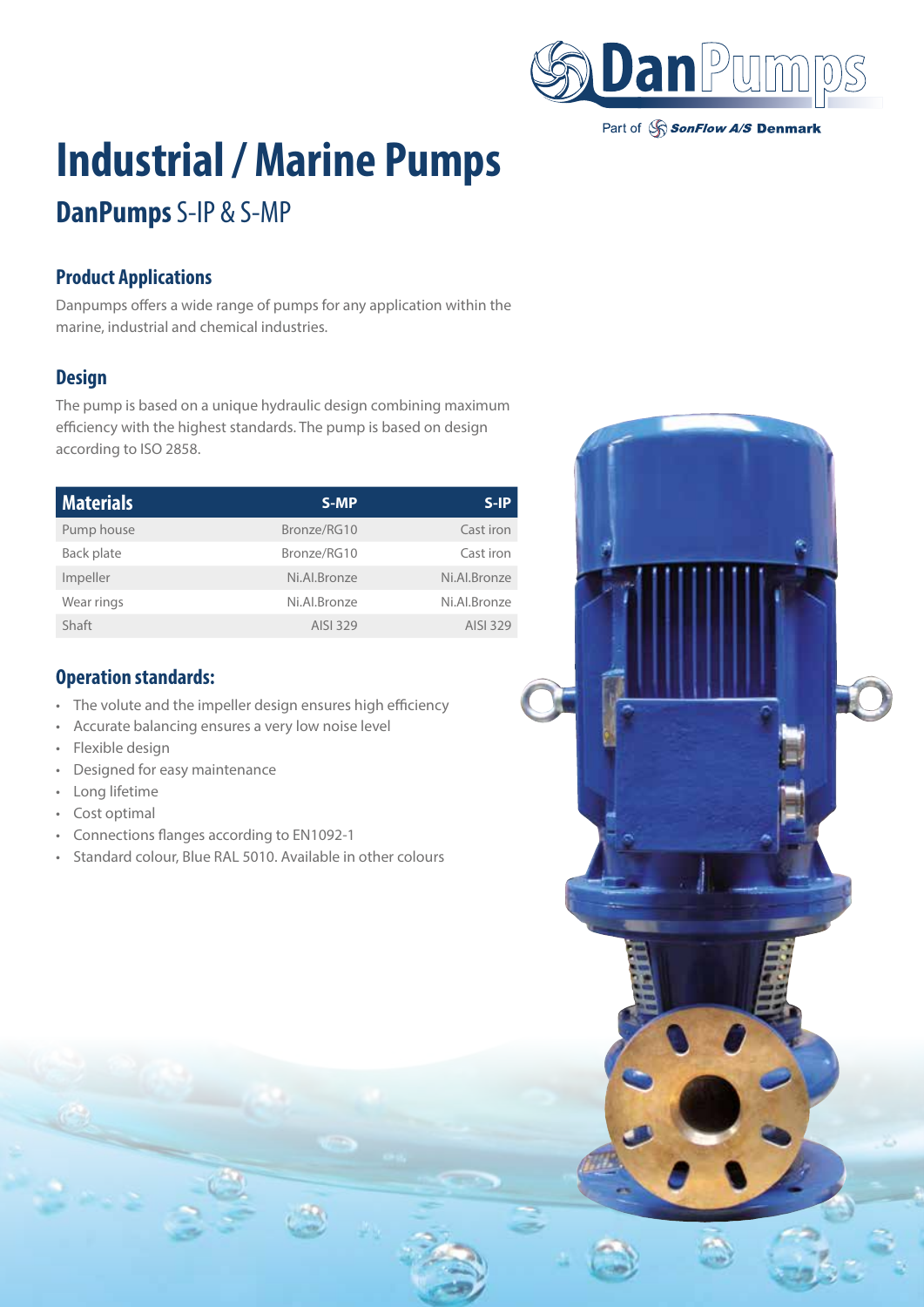DanPumps

Part of SonFlow A/S Denmark

# Industrial / Marine Pumps

## DanPumps S-IP & S-MP

### Product Applications

Danpumps offers a wide range of pumps for any application within the marine, industrial and chemical industries.

### Design

The pump is based on a unique hydraulic design combining maximum efficiency with the highest standards. The pump is based on design according to ISO 2858.

| Materials | S-MP | S-IP |
|---|---|---|
| Pump house | Bronze/RG10 | Cast iron |
| Back plate | Bronze/RG10 | Cast iron |
| Impeller | Ni.Al.Bronze | Ni.Al.Bronze |
| Wear rings | Ni.Al.Bronze | Ni.Al.Bronze |
| Shaft | AISI 329 | AISI 329 |

### Operation standards:

- The volute and the impeller design ensures high efficiency
- Accurate balancing ensures a very low noise level
- Flexible design
- Designed for easy maintenance
- Long lifetime
- Cost optimal
- Connections flanges according to EN1092-1
- Standard colour, Blue RAL 5010. Available in other colours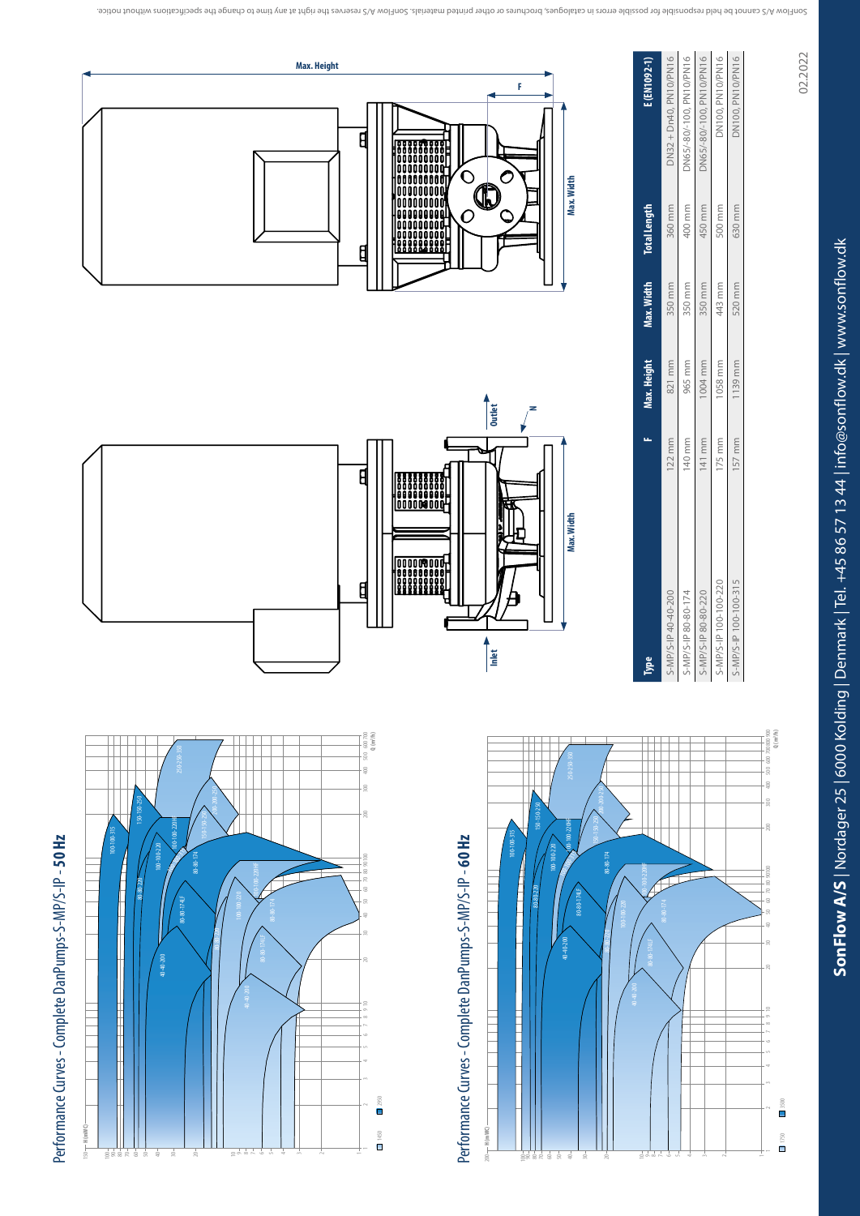## Performance Curves - Complete DanPumps-S-MP/S-IP - **50 Hz**

H (mWC)

Q (m³/h)

1450

2950

100-100-315

150-150-250

80-80-220

100-100-220

100-100-220HF

40-40-200

80-80-174LF

80-80-174

150-150-250

200-200-250

250-250-315

100-100-220

100-100-220HF

80-80-174

80-80-174LF

40-40-200

## Performance Curves - Complete DanPumps-S-MP/S-IP - **60 Hz**

H (mWC)

Q (m³/h)

1750

3500

100-100-315

150-150-250

80-80-220

100-100-220

100-100-220HF

40-40-200

80-80-174LF

80-80-174

150-150-250

200-200-250

250-250-315

100-100-220

100-100-220HF

80-80-174

80-80-174LF

40-40-200

Max. Height

F

Max. Width

Inlet

Outlet

N

Max. Width

| Type | F | Max. Height | Max. Width | Total Length | E (EN1092-1) |
|---|---|---|---|---|---|
| S-MP/S-IP 40-40-200 | 122 mm | 821 mm | 350 mm | 360 mm | DN32 + Dn40, PN10/PN16 |
| S-MP/S-IP 80-80-174 | 140 mm | 965 mm | 350 mm | 400 mm | DN65/-80/-100, PN10/PN16 |
| S-MP/S-IP 80-80-220 | 141 mm | 1004 mm | 350 mm | 450 mm | DN65/-80/-100, PN10/PN16 |
| S-MP/S-IP 100-100-220 | 175 mm | 1058 mm | 443 mm | 500 mm | DN100, PN10/PN16 |
| S-MP/S-IP 100-100-315 | 157 mm | 1139 mm | 520 mm | 630 mm | DN100, PN10/PN16 |

02.2022

**SonFlow A/S** | Nordager 25 | 6000 Kolding | Denmark | Tel. +45 86 57 13 44 | info@sonflow.dk | www.sonflow.dk

SonFlow A/S cannot be held responsible for possible errors in catalogues, brochures or other printed materials. SonFlow A/S reserves the right at any time to change the specifications without notice.